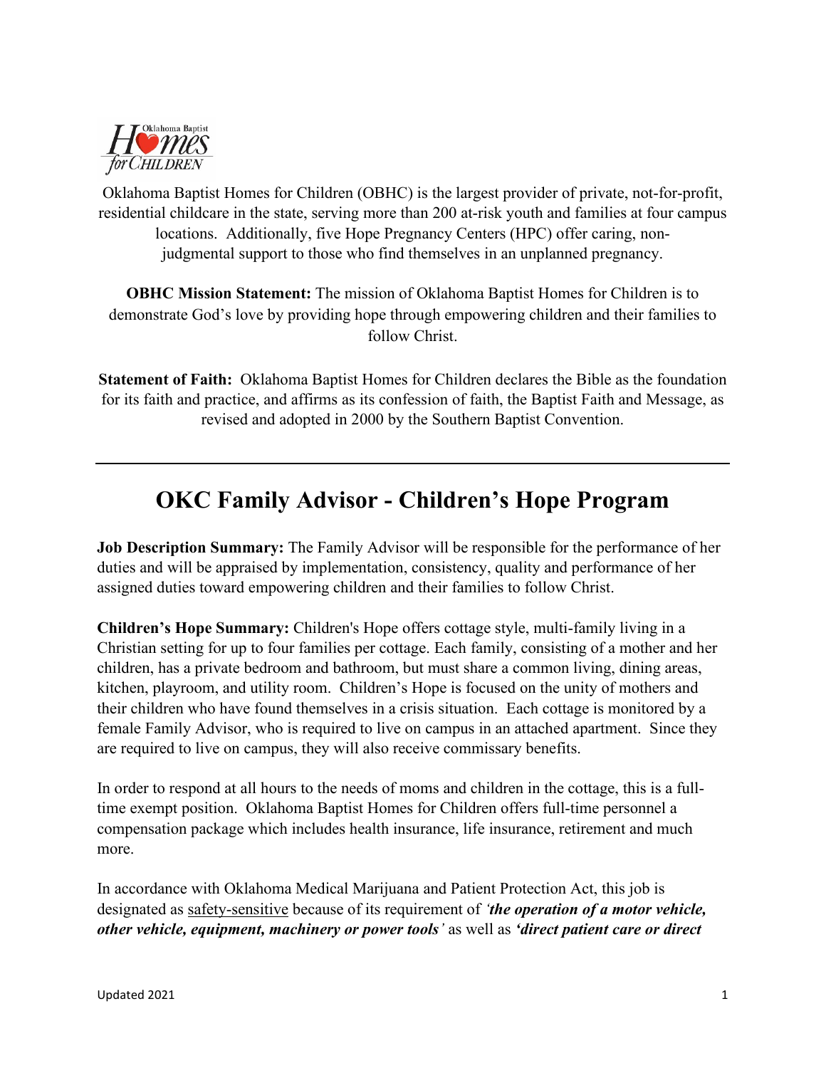Oklahoma Baptist Homes for Children (OBHC) is the largest provider of private, not-for-profit, residential childcare in the state, serving more than 200 at-risk youth and families at four campus locations. Additionally, five Hope Pregnancy Centers (HPC) offer caring, non-judgmental support to those who find themselves in an unplanned pregnancy.

**OBHC Mission Statement:** The mission of Oklahoma Baptist Homes for Children is to demonstrate God's love by providing hope through empowering children and their families to follow Christ.

**Statement of Faith:** Oklahoma Baptist Homes for Children declares the Bible as the foundation for its faith and practice, and affirms as its confession of faith, the Baptist Faith and Message, as revised and adopted in 2000 by the Southern Baptist Convention.

---

# OKC Family Advisor - Children's Hope Program

**Job Description Summary:** The Family Advisor will be responsible for the performance of her duties and will be appraised by implementation, consistency, quality and performance of her assigned duties toward empowering children and their families to follow Christ.

**Children's Hope Summary:** Children's Hope offers cottage style, multi-family living in a Christian setting for up to four families per cottage. Each family, consisting of a mother and her children, has a private bedroom and bathroom, but must share a common living, dining areas, kitchen, playroom, and utility room. Children's Hope is focused on the unity of mothers and their children who have found themselves in a crisis situation. Each cottage is monitored by a female Family Advisor, who is required to live on campus in an attached apartment. Since they are required to live on campus, they will also receive commissary benefits.

In order to respond at all hours to the needs of moms and children in the cottage, this is a full-time exempt position. Oklahoma Baptist Homes for Children offers full-time personnel a compensation package which includes health insurance, life insurance, retirement and much more.

In accordance with Oklahoma Medical Marijuana and Patient Protection Act, this job is designated as safety-sensitive because of its requirement of ***'the operation of a motor vehicle, other vehicle, equipment, machinery or power tools'*** as well as ***'direct patient care or direct***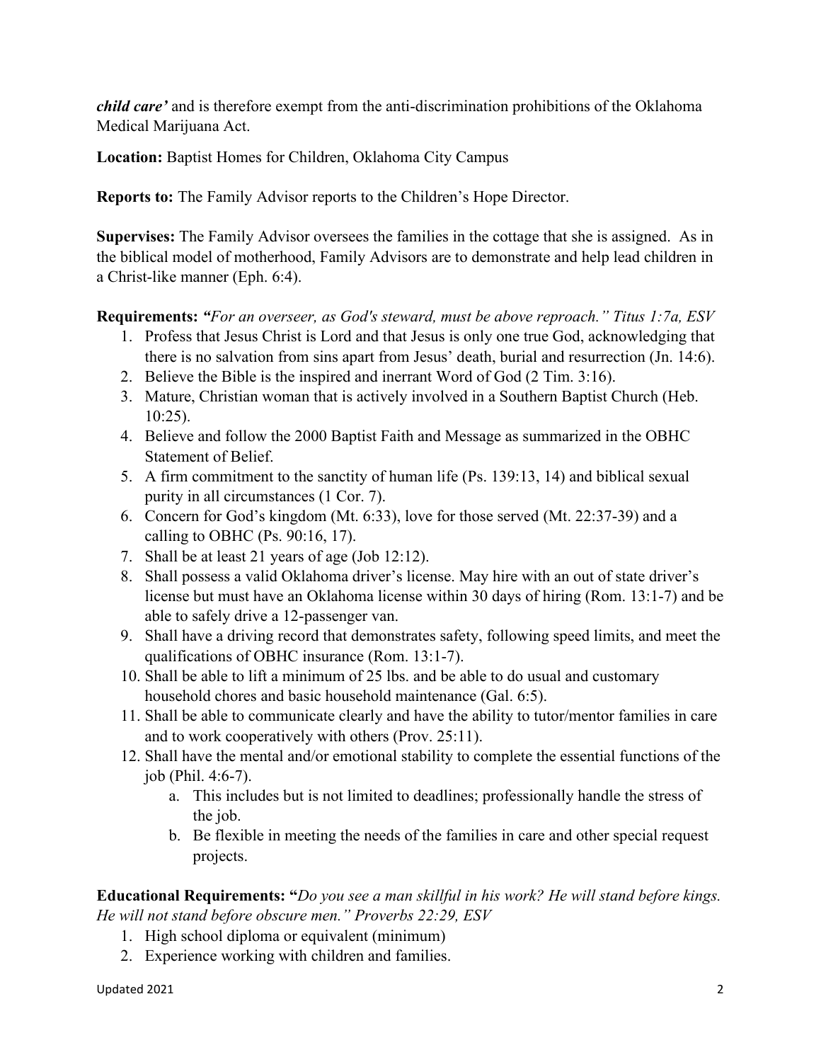***child care'*** and is therefore exempt from the anti-discrimination prohibitions of the Oklahoma Medical Marijuana Act.

**Location:** Baptist Homes for Children, Oklahoma City Campus

**Reports to:** The Family Advisor reports to the Children's Hope Director.

**Supervises:** The Family Advisor oversees the families in the cottage that she is assigned. As in the biblical model of motherhood, Family Advisors are to demonstrate and help lead children in a Christ-like manner (Eph. 6:4).

**Requirements:** ***"****For an overseer, as God's steward, must be above reproach." Titus 1:7a, ESV*

1. Profess that Jesus Christ is Lord and that Jesus is only one true God, acknowledging that there is no salvation from sins apart from Jesus' death, burial and resurrection (Jn. 14:6).
2. Believe the Bible is the inspired and inerrant Word of God (2 Tim. 3:16).
3. Mature, Christian woman that is actively involved in a Southern Baptist Church (Heb. 10:25).
4. Believe and follow the 2000 Baptist Faith and Message as summarized in the OBHC Statement of Belief.
5. A firm commitment to the sanctity of human life (Ps. 139:13, 14) and biblical sexual purity in all circumstances (1 Cor. 7).
6. Concern for God's kingdom (Mt. 6:33), love for those served (Mt. 22:37-39) and a calling to OBHC (Ps. 90:16, 17).
7. Shall be at least 21 years of age (Job 12:12).
8. Shall possess a valid Oklahoma driver's license. May hire with an out of state driver's license but must have an Oklahoma license within 30 days of hiring (Rom. 13:1-7) and be able to safely drive a 12-passenger van.
9. Shall have a driving record that demonstrates safety, following speed limits, and meet the qualifications of OBHC insurance (Rom. 13:1-7).
10. Shall be able to lift a minimum of 25 lbs. and be able to do usual and customary household chores and basic household maintenance (Gal. 6:5).
11. Shall be able to communicate clearly and have the ability to tutor/mentor families in care and to work cooperatively with others (Prov. 25:11).
12. Shall have the mental and/or emotional stability to complete the essential functions of the job (Phil. 4:6-7).
    a. This includes but is not limited to deadlines; professionally handle the stress of the job.
    b. Be flexible in meeting the needs of the families in care and other special request projects.

**Educational Requirements: "***Do you see a man skillful in his work? He will stand before kings. He will not stand before obscure men." Proverbs 22:29, ESV*

1. High school diploma or equivalent (minimum)
2. Experience working with children and families.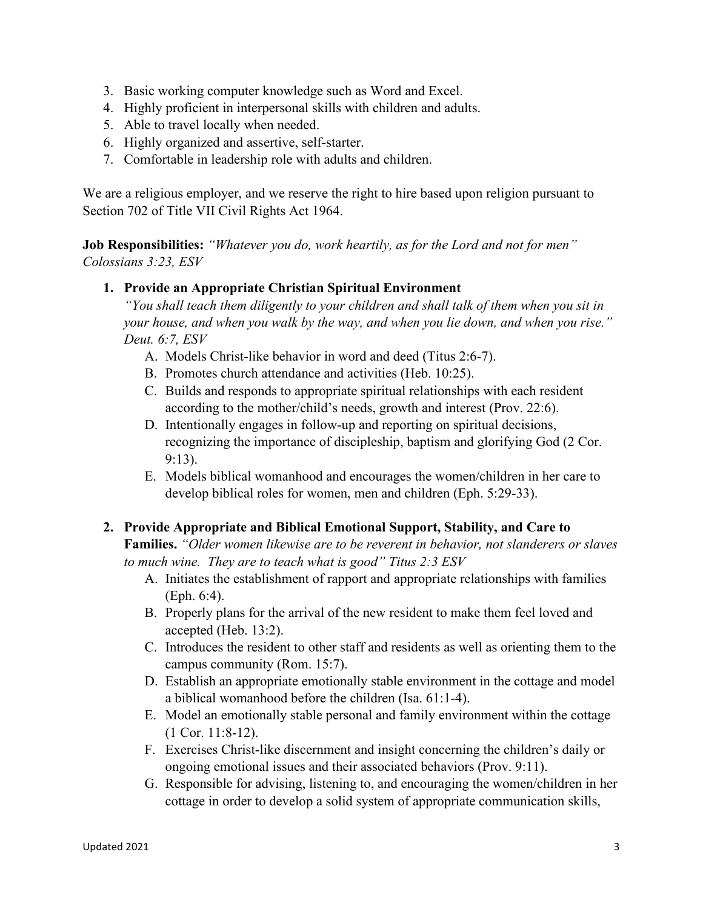3. Basic working computer knowledge such as Word and Excel.
4. Highly proficient in interpersonal skills with children and adults.
5. Able to travel locally when needed.
6. Highly organized and assertive, self-starter.
7. Comfortable in leadership role with adults and children.

We are a religious employer, and we reserve the right to hire based upon religion pursuant to Section 702 of Title VII Civil Rights Act 1964.

**Job Responsibilities:** *"Whatever you do, work heartily, as for the Lord and not for men" Colossians 3:23, ESV*

1. **Provide an Appropriate Christian Spiritual Environment**
   *"You shall teach them diligently to your children and shall talk of them when you sit in your house, and when you walk by the way, and when you lie down, and when you rise." Deut. 6:7, ESV*
   A. Models Christ-like behavior in word and deed (Titus 2:6-7).
   B. Promotes church attendance and activities (Heb. 10:25).
   C. Builds and responds to appropriate spiritual relationships with each resident according to the mother/child's needs, growth and interest (Prov. 22:6).
   D. Intentionally engages in follow-up and reporting on spiritual decisions, recognizing the importance of discipleship, baptism and glorifying God (2 Cor. 9:13).
   E. Models biblical womanhood and encourages the women/children in her care to develop biblical roles for women, men and children (Eph. 5:29-33).

2. **Provide Appropriate and Biblical Emotional Support, Stability, and Care to Families.** *"Older women likewise are to be reverent in behavior, not slanderers or slaves to much wine. They are to teach what is good" Titus 2:3 ESV*
   A. Initiates the establishment of rapport and appropriate relationships with families (Eph. 6:4).
   B. Properly plans for the arrival of the new resident to make them feel loved and accepted (Heb. 13:2).
   C. Introduces the resident to other staff and residents as well as orienting them to the campus community (Rom. 15:7).
   D. Establish an appropriate emotionally stable environment in the cottage and model a biblical womanhood before the children (Isa. 61:1-4).
   E. Model an emotionally stable personal and family environment within the cottage (1 Cor. 11:8-12).
   F. Exercises Christ-like discernment and insight concerning the children's daily or ongoing emotional issues and their associated behaviors (Prov. 9:11).
   G. Responsible for advising, listening to, and encouraging the women/children in her cottage in order to develop a solid system of appropriate communication skills,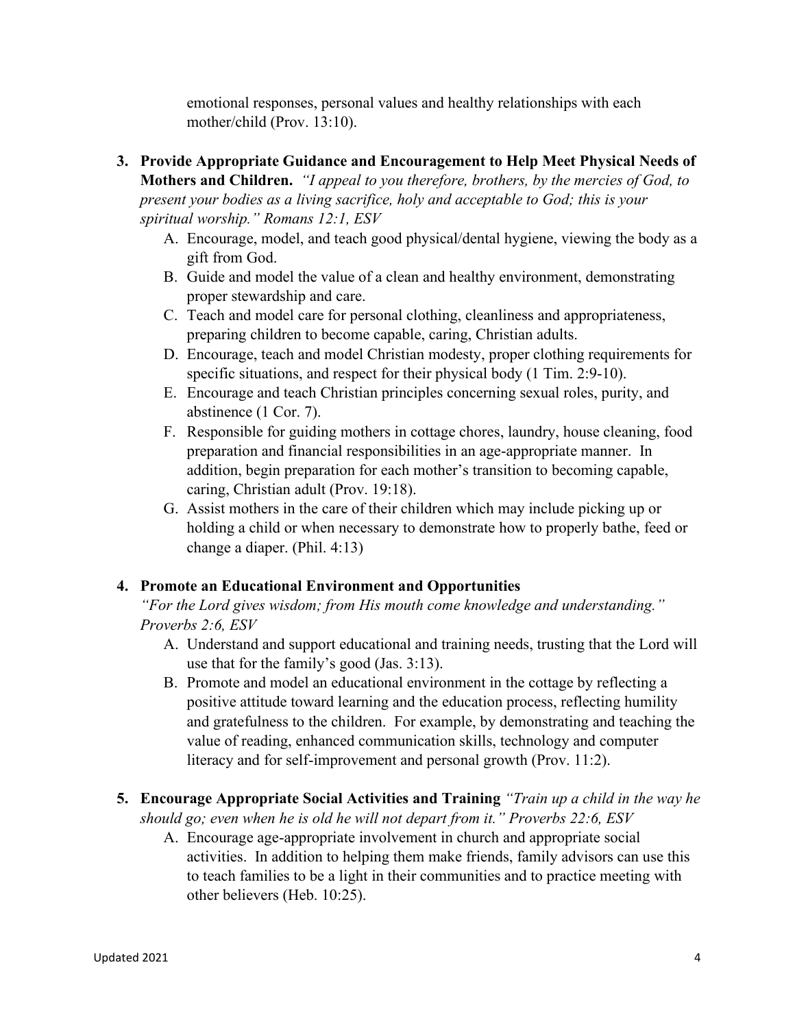emotional responses, personal values and healthy relationships with each mother/child (Prov. 13:10).

3. **Provide Appropriate Guidance and Encouragement to Help Meet Physical Needs of Mothers and Children.** *"I appeal to you therefore, brothers, by the mercies of God, to present your bodies as a living sacrifice, holy and acceptable to God; this is your spiritual worship." Romans 12:1, ESV*
   A. Encourage, model, and teach good physical/dental hygiene, viewing the body as a gift from God.
   B. Guide and model the value of a clean and healthy environment, demonstrating proper stewardship and care.
   C. Teach and model care for personal clothing, cleanliness and appropriateness, preparing children to become capable, caring, Christian adults.
   D. Encourage, teach and model Christian modesty, proper clothing requirements for specific situations, and respect for their physical body (1 Tim. 2:9-10).
   E. Encourage and teach Christian principles concerning sexual roles, purity, and abstinence (1 Cor. 7).
   F. Responsible for guiding mothers in cottage chores, laundry, house cleaning, food preparation and financial responsibilities in an age-appropriate manner. In addition, begin preparation for each mother's transition to becoming capable, caring, Christian adult (Prov. 19:18).
   G. Assist mothers in the care of their children which may include picking up or holding a child or when necessary to demonstrate how to properly bathe, feed or change a diaper. (Phil. 4:13)

4. **Promote an Educational Environment and Opportunities**
   *"For the Lord gives wisdom; from His mouth come knowledge and understanding." Proverbs 2:6, ESV*
   A. Understand and support educational and training needs, trusting that the Lord will use that for the family's good (Jas. 3:13).
   B. Promote and model an educational environment in the cottage by reflecting a positive attitude toward learning and the education process, reflecting humility and gratefulness to the children. For example, by demonstrating and teaching the value of reading, enhanced communication skills, technology and computer literacy and for self-improvement and personal growth (Prov. 11:2).

5. **Encourage Appropriate Social Activities and Training** *"Train up a child in the way he should go; even when he is old he will not depart from it." Proverbs 22:6, ESV*
   A. Encourage age-appropriate involvement in church and appropriate social activities. In addition to helping them make friends, family advisors can use this to teach families to be a light in their communities and to practice meeting with other believers (Heb. 10:25).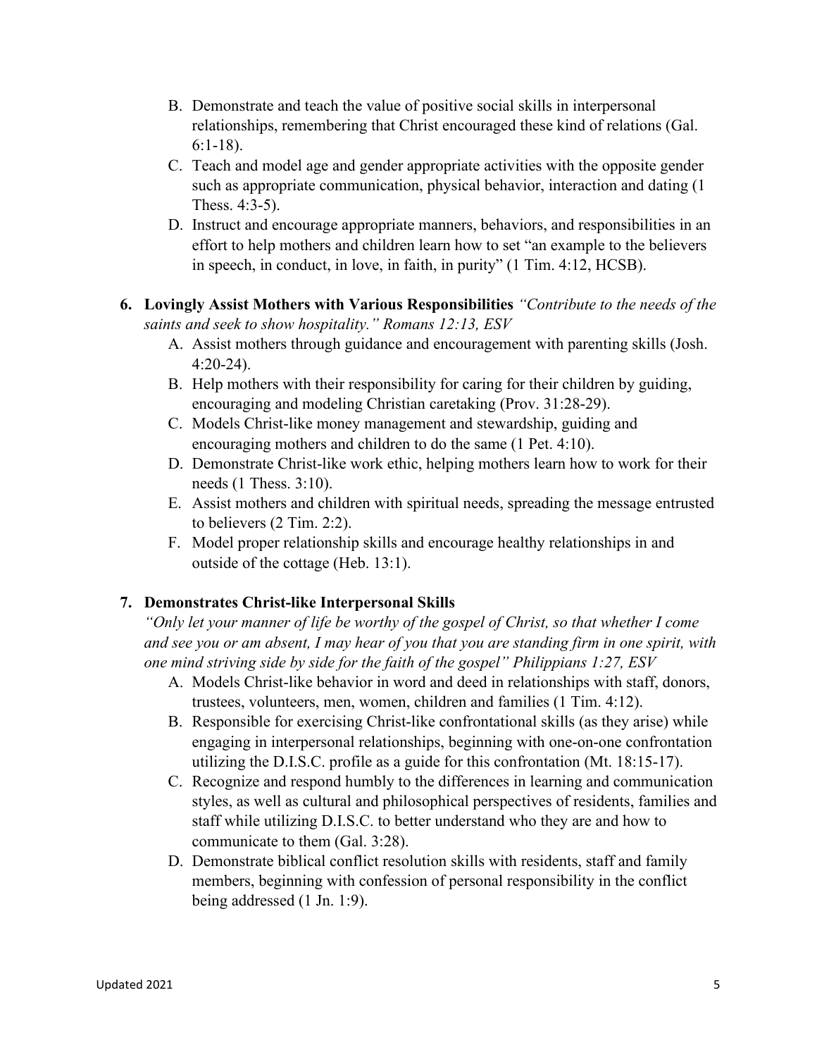B. Demonstrate and teach the value of positive social skills in interpersonal relationships, remembering that Christ encouraged these kind of relations (Gal. 6:1-18).

C. Teach and model age and gender appropriate activities with the opposite gender such as appropriate communication, physical behavior, interaction and dating (1 Thess. 4:3-5).

D. Instruct and encourage appropriate manners, behaviors, and responsibilities in an effort to help mothers and children learn how to set "an example to the believers in speech, in conduct, in love, in faith, in purity" (1 Tim. 4:12, HCSB).

**6. Lovingly Assist Mothers with Various Responsibilities** *"Contribute to the needs of the saints and seek to show hospitality." Romans 12:13, ESV*

A. Assist mothers through guidance and encouragement with parenting skills (Josh. 4:20-24).

B. Help mothers with their responsibility for caring for their children by guiding, encouraging and modeling Christian caretaking (Prov. 31:28-29).

C. Models Christ-like money management and stewardship, guiding and encouraging mothers and children to do the same (1 Pet. 4:10).

D. Demonstrate Christ-like work ethic, helping mothers learn how to work for their needs (1 Thess. 3:10).

E. Assist mothers and children with spiritual needs, spreading the message entrusted to believers (2 Tim. 2:2).

F. Model proper relationship skills and encourage healthy relationships in and outside of the cottage (Heb. 13:1).

**7. Demonstrates Christ-like Interpersonal Skills**

*"Only let your manner of life be worthy of the gospel of Christ, so that whether I come and see you or am absent, I may hear of you that you are standing firm in one spirit, with one mind striving side by side for the faith of the gospel" Philippians 1:27, ESV*

A. Models Christ-like behavior in word and deed in relationships with staff, donors, trustees, volunteers, men, women, children and families (1 Tim. 4:12).

B. Responsible for exercising Christ-like confrontational skills (as they arise) while engaging in interpersonal relationships, beginning with one-on-one confrontation utilizing the D.I.S.C. profile as a guide for this confrontation (Mt. 18:15-17).

C. Recognize and respond humbly to the differences in learning and communication styles, as well as cultural and philosophical perspectives of residents, families and staff while utilizing D.I.S.C. to better understand who they are and how to communicate to them (Gal. 3:28).

D. Demonstrate biblical conflict resolution skills with residents, staff and family members, beginning with confession of personal responsibility in the conflict being addressed (1 Jn. 1:9).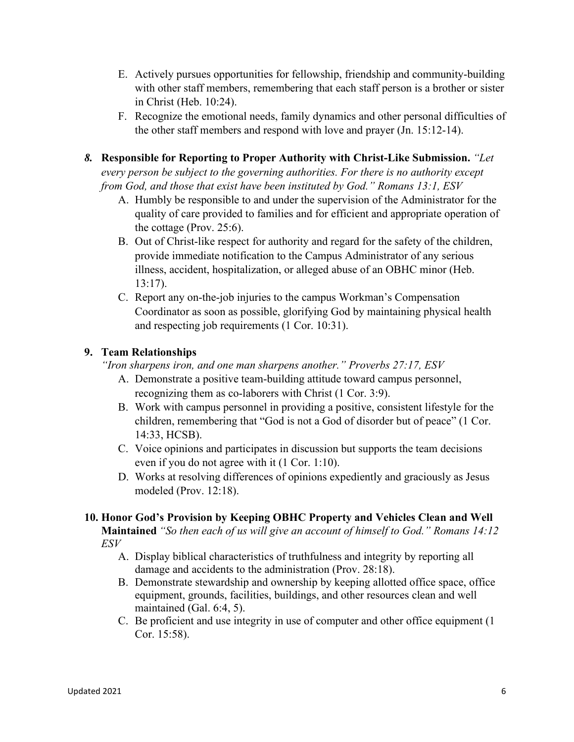E. Actively pursues opportunities for fellowship, friendship and community-building with other staff members, remembering that each staff person is a brother or sister in Christ (Heb. 10:24).

F. Recognize the emotional needs, family dynamics and other personal difficulties of the other staff members and respond with love and prayer (Jn. 15:12-14).

***8.*** **Responsible for Reporting to Proper Authority with Christ-Like Submission.** *"Let every person be subject to the governing authorities. For there is no authority except from God, and those that exist have been instituted by God." Romans 13:1, ESV*

A. Humbly be responsible to and under the supervision of the Administrator for the quality of care provided to families and for efficient and appropriate operation of the cottage (Prov. 25:6).

B. Out of Christ-like respect for authority and regard for the safety of the children, provide immediate notification to the Campus Administrator of any serious illness, accident, hospitalization, or alleged abuse of an OBHC minor (Heb. 13:17).

C. Report any on-the-job injuries to the campus Workman's Compensation Coordinator as soon as possible, glorifying God by maintaining physical health and respecting job requirements (1 Cor. 10:31).

**9. Team Relationships**

*"Iron sharpens iron, and one man sharpens another." Proverbs 27:17, ESV*

A. Demonstrate a positive team-building attitude toward campus personnel, recognizing them as co-laborers with Christ (1 Cor. 3:9).

B. Work with campus personnel in providing a positive, consistent lifestyle for the children, remembering that "God is not a God of disorder but of peace" (1 Cor. 14:33, HCSB).

C. Voice opinions and participates in discussion but supports the team decisions even if you do not agree with it (1 Cor. 1:10).

D. Works at resolving differences of opinions expediently and graciously as Jesus modeled (Prov. 12:18).

**10. Honor God's Provision by Keeping OBHC Property and Vehicles Clean and Well Maintained** *"So then each of us will give an account of himself to God." Romans 14:12 ESV*

A. Display biblical characteristics of truthfulness and integrity by reporting all damage and accidents to the administration (Prov. 28:18).

B. Demonstrate stewardship and ownership by keeping allotted office space, office equipment, grounds, facilities, buildings, and other resources clean and well maintained (Gal. 6:4, 5).

C. Be proficient and use integrity in use of computer and other office equipment (1 Cor. 15:58).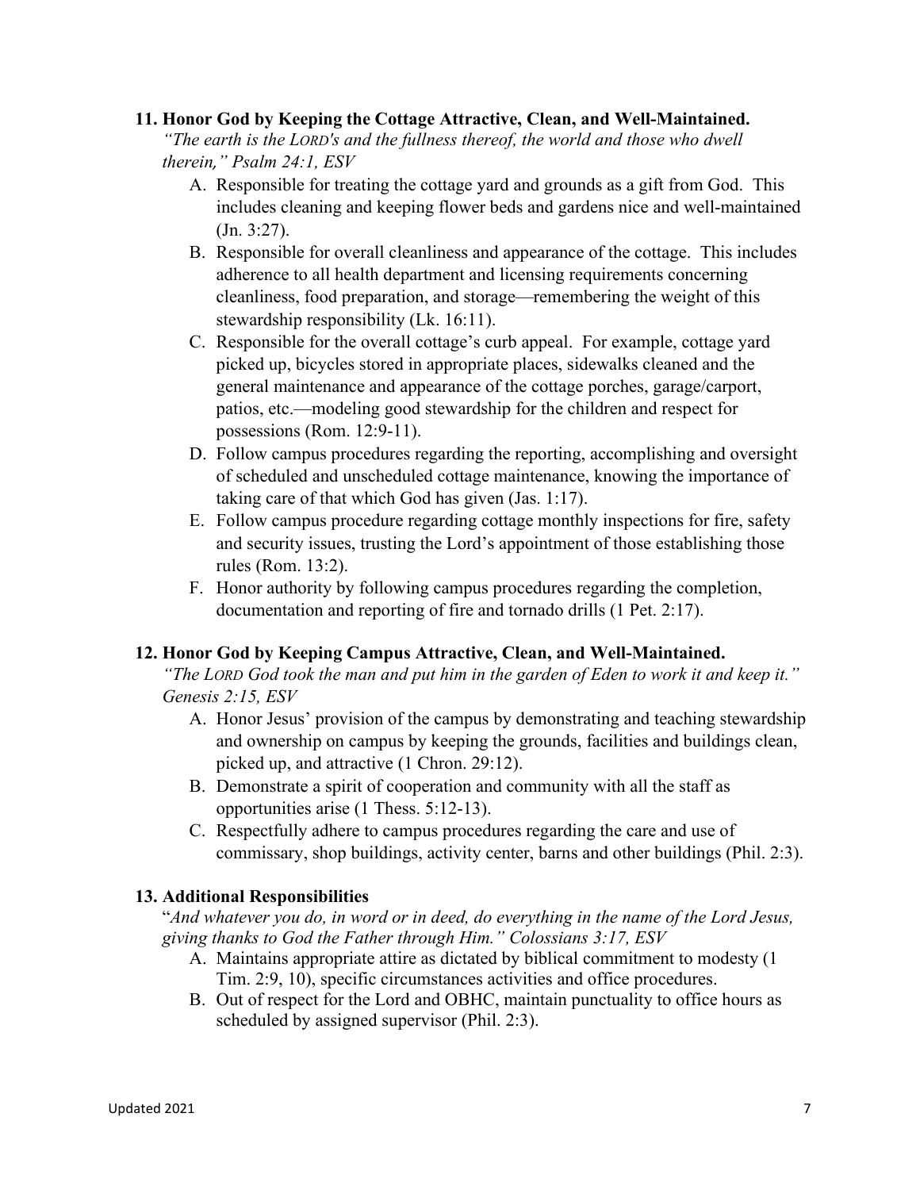### 11. Honor God by Keeping the Cottage Attractive, Clean, and Well-Maintained.

*"The earth is the LORD's and the fullness thereof, the world and those who dwell therein," Psalm 24:1, ESV*

A. Responsible for treating the cottage yard and grounds as a gift from God. This includes cleaning and keeping flower beds and gardens nice and well-maintained (Jn. 3:27).

B. Responsible for overall cleanliness and appearance of the cottage. This includes adherence to all health department and licensing requirements concerning cleanliness, food preparation, and storage—remembering the weight of this stewardship responsibility (Lk. 16:11).

C. Responsible for the overall cottage's curb appeal. For example, cottage yard picked up, bicycles stored in appropriate places, sidewalks cleaned and the general maintenance and appearance of the cottage porches, garage/carport, patios, etc.—modeling good stewardship for the children and respect for possessions (Rom. 12:9-11).

D. Follow campus procedures regarding the reporting, accomplishing and oversight of scheduled and unscheduled cottage maintenance, knowing the importance of taking care of that which God has given (Jas. 1:17).

E. Follow campus procedure regarding cottage monthly inspections for fire, safety and security issues, trusting the Lord's appointment of those establishing those rules (Rom. 13:2).

F. Honor authority by following campus procedures regarding the completion, documentation and reporting of fire and tornado drills (1 Pet. 2:17).

### 12. Honor God by Keeping Campus Attractive, Clean, and Well-Maintained.

*"The LORD God took the man and put him in the garden of Eden to work it and keep it." Genesis 2:15, ESV*

A. Honor Jesus' provision of the campus by demonstrating and teaching stewardship and ownership on campus by keeping the grounds, facilities and buildings clean, picked up, and attractive (1 Chron. 29:12).

B. Demonstrate a spirit of cooperation and community with all the staff as opportunities arise (1 Thess. 5:12-13).

C. Respectfully adhere to campus procedures regarding the care and use of commissary, shop buildings, activity center, barns and other buildings (Phil. 2:3).

### 13. Additional Responsibilities

"*And whatever you do, in word or in deed, do everything in the name of the Lord Jesus, giving thanks to God the Father through Him." Colossians 3:17, ESV*

A. Maintains appropriate attire as dictated by biblical commitment to modesty (1 Tim. 2:9, 10), specific circumstances activities and office procedures.

B. Out of respect for the Lord and OBHC, maintain punctuality to office hours as scheduled by assigned supervisor (Phil. 2:3).

Updated 2021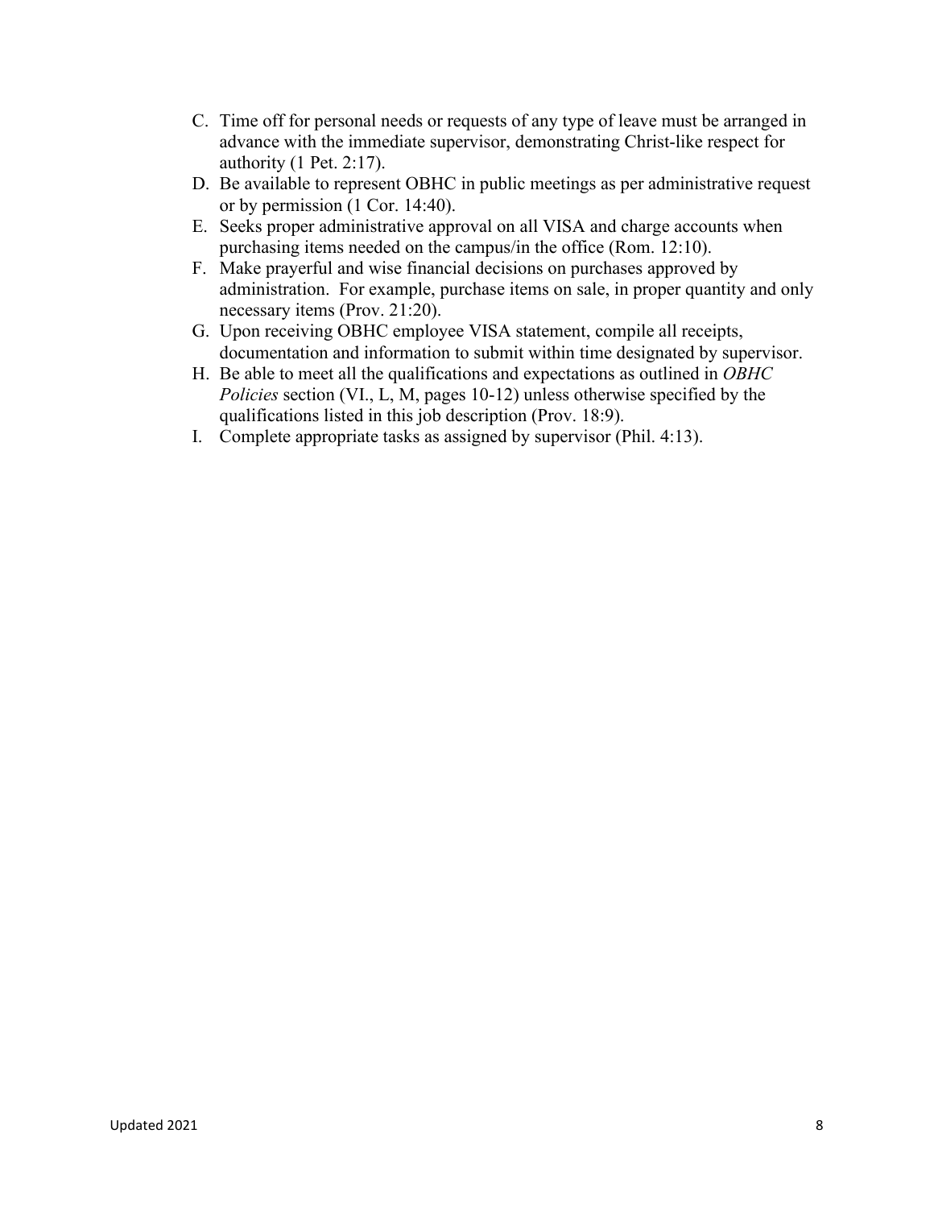C. Time off for personal needs or requests of any type of leave must be arranged in advance with the immediate supervisor, demonstrating Christ-like respect for authority (1 Pet. 2:17).
D. Be available to represent OBHC in public meetings as per administrative request or by permission (1 Cor. 14:40).
E. Seeks proper administrative approval on all VISA and charge accounts when purchasing items needed on the campus/in the office (Rom. 12:10).
F. Make prayerful and wise financial decisions on purchases approved by administration. For example, purchase items on sale, in proper quantity and only necessary items (Prov. 21:20).
G. Upon receiving OBHC employee VISA statement, compile all receipts, documentation and information to submit within time designated by supervisor.
H. Be able to meet all the qualifications and expectations as outlined in *OBHC Policies* section (VI., L, M, pages 10-12) unless otherwise specified by the qualifications listed in this job description (Prov. 18:9).
I. Complete appropriate tasks as assigned by supervisor (Phil. 4:13).